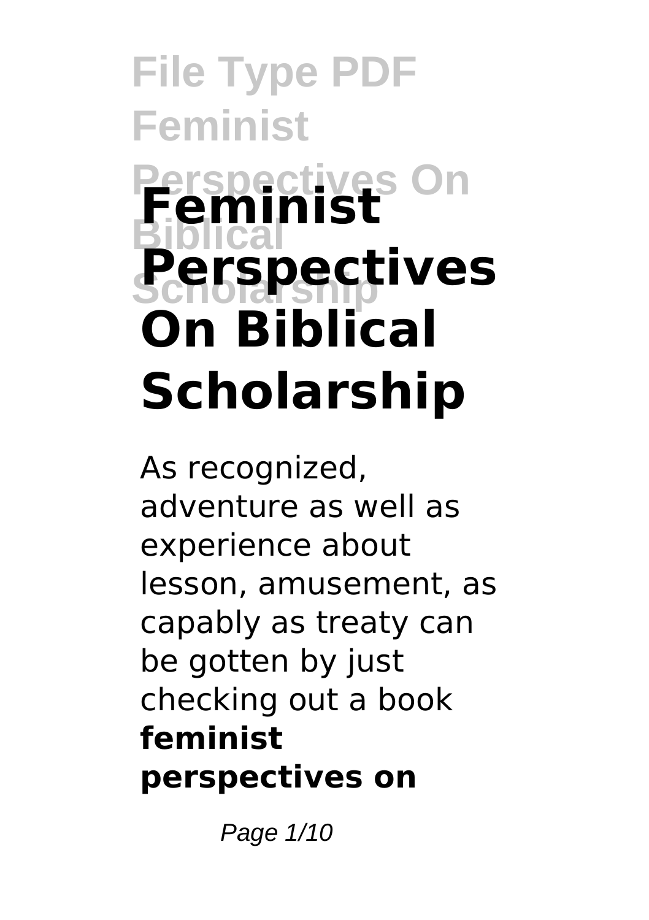# Feminist Perspectives On Biblical Scholarship

As recognized, adventure as well as experience about lesson, amusement, as capably as treaty can be gotten by just checking out a book **feminist perspectives on**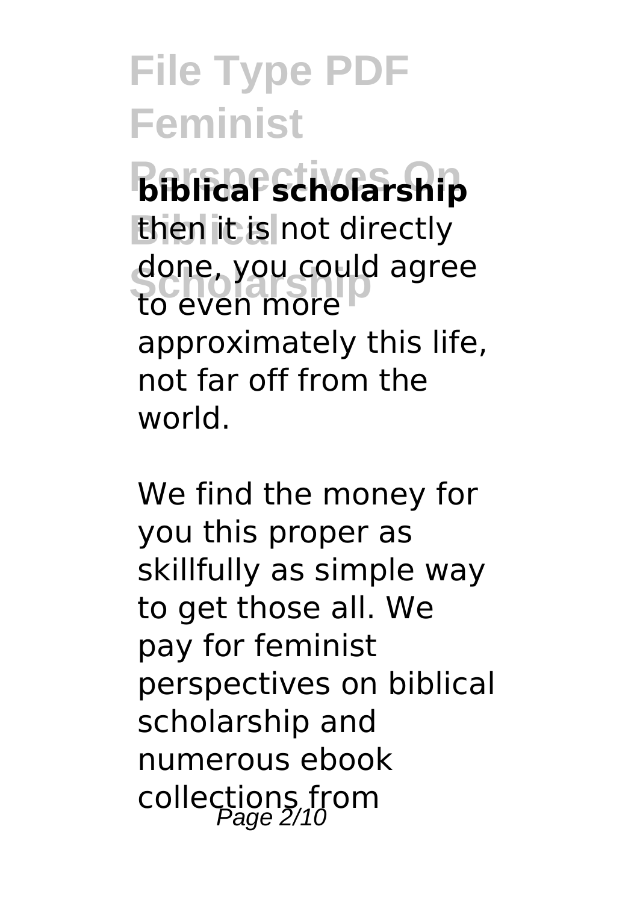**biblical scholarship** then it is not directly done, you could agree to even more approximately this life, not far off from the world.

We find the money for you this proper as skillfully as simple way to get those all. We pay for feminist perspectives on biblical scholarship and numerous ebook collections from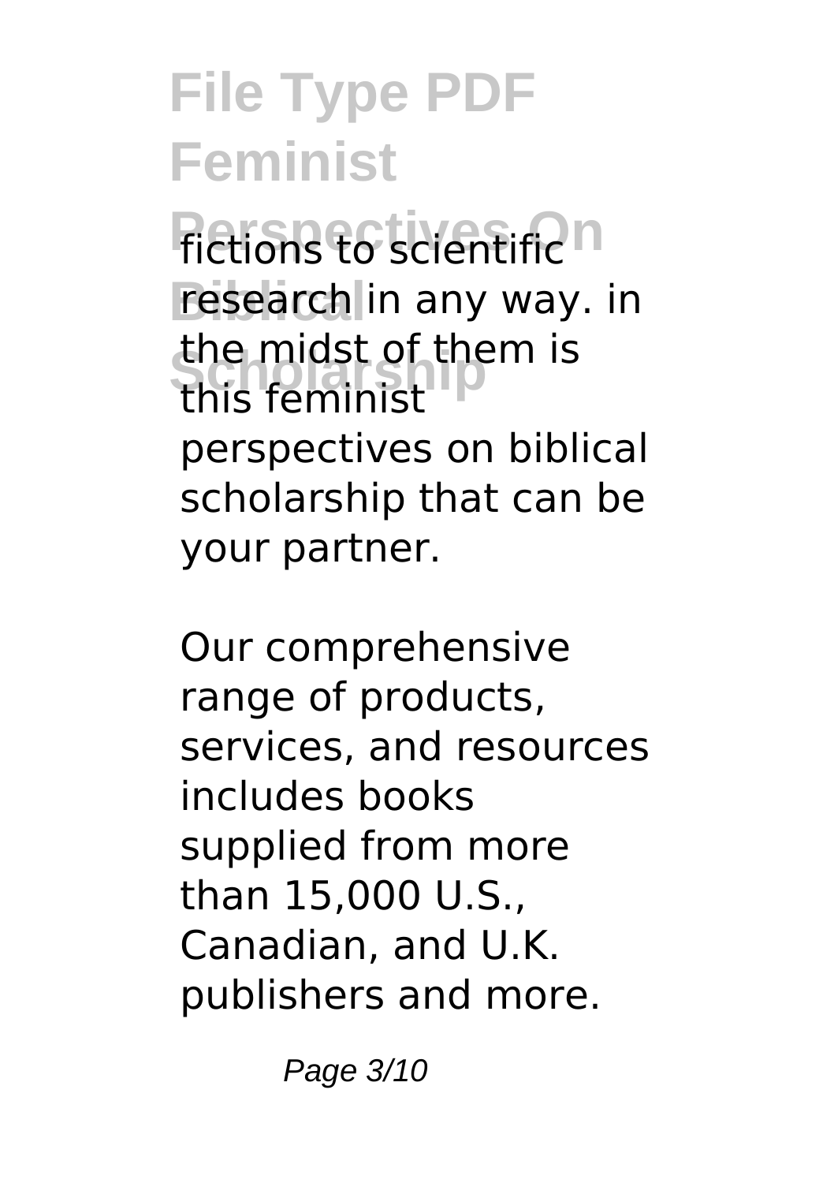fictions to scientific research in any way. in the midst of them is this feminist perspectives on biblical scholarship that can be your partner.

Our comprehensive range of products, services, and resources includes books supplied from more than 15,000 U.S., Canadian, and U.K. publishers and more.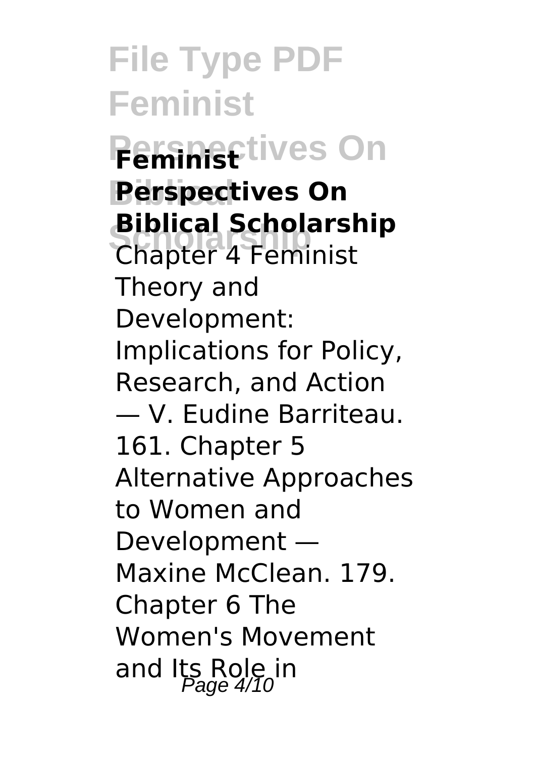**Feminist Perspectives On Biblical Scholarship**

Chapter 4 Feminist Theory and Development: Implications for Policy, Research, and Action — V. Eudine Barriteau. 161. Chapter 5 Alternative Approaches to Women and Development — Maxine McClean. 179. Chapter 6 The Women's Movement and Its Role in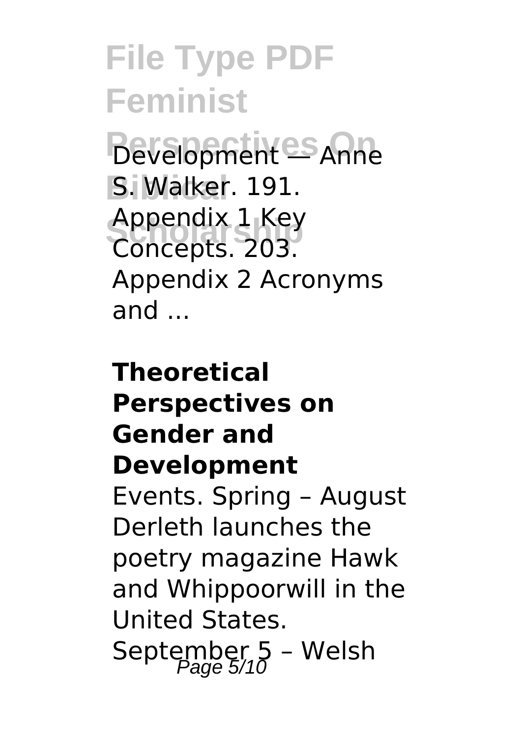Development — Anne S. Walker. 191. Appendix 1 Key Concepts. 203. Appendix 2 Acronyms and ...

**Theoretical Perspectives on Gender and Development**

Events. Spring – August Derleth launches the poetry magazine Hawk and Whippoorwill in the United States. September 5 – Welsh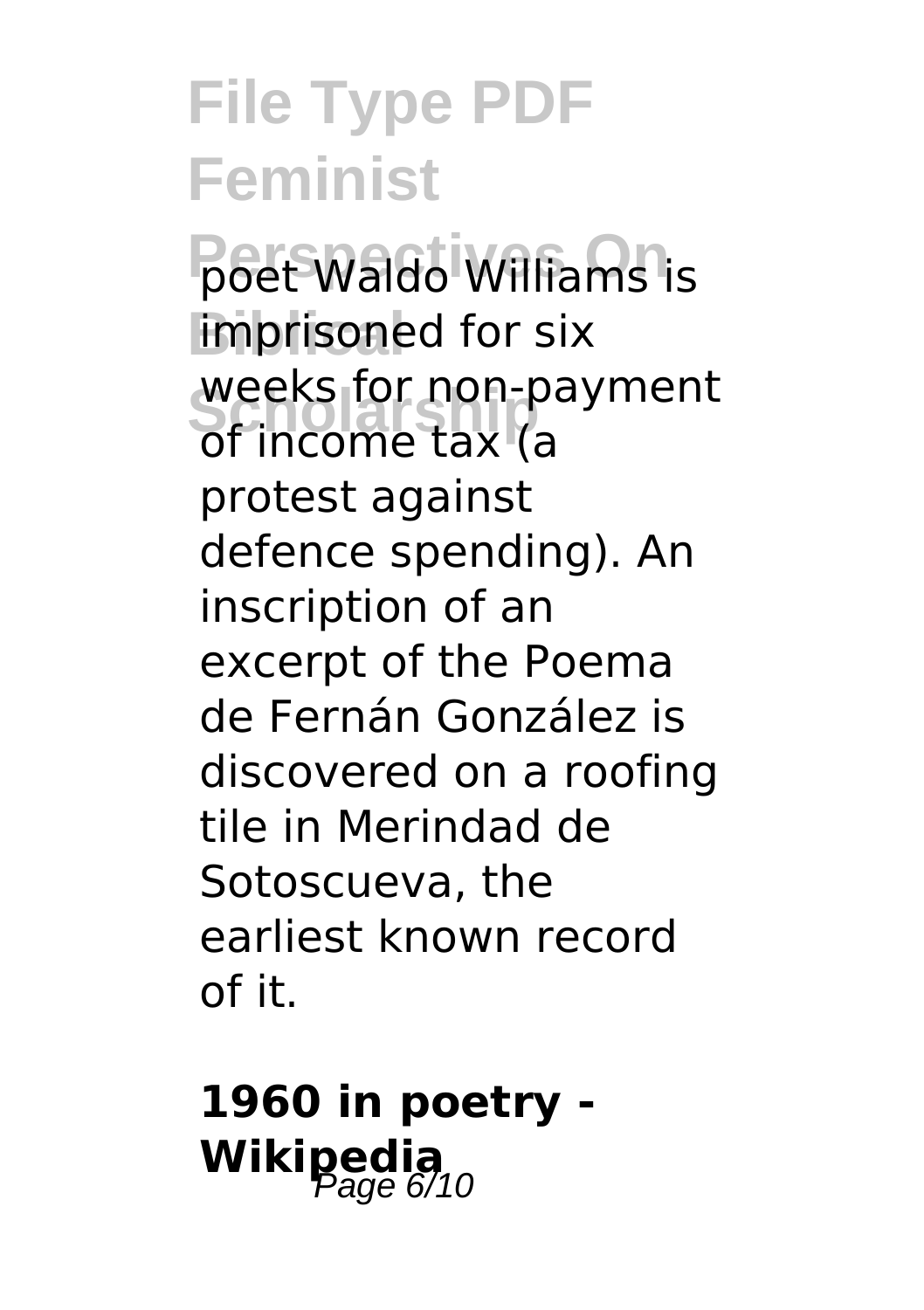poet Waldo Williams is imprisoned for six weeks for non-payment of income tax (a protest against defence spending). An inscription of an excerpt of the Poema de Fernán González is discovered on a roofing tile in Merindad de Sotoscueva, the earliest known record of it.

## 1960 in poetry - Wikipedia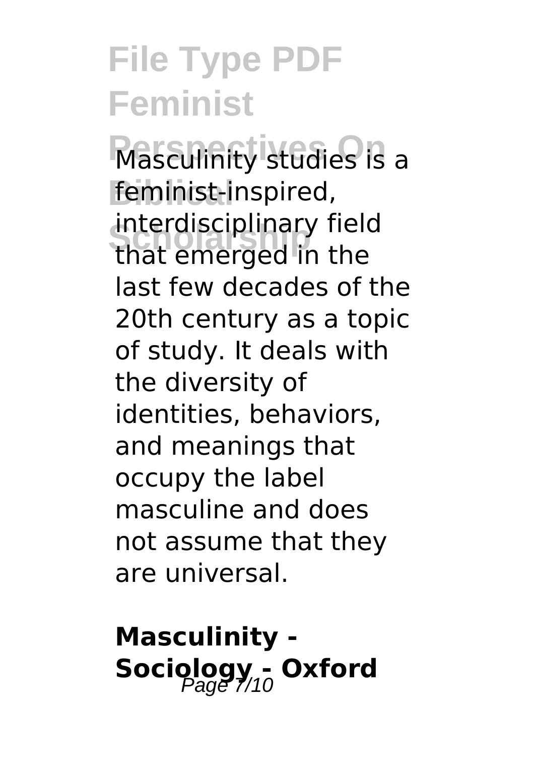Masculinity studies is a feminist-inspired, interdisciplinary field that emerged in the last few decades of the 20th century as a topic of study. It deals with the diversity of identities, behaviors, and meanings that occupy the label masculine and does not assume that they are universal.

**Masculinity - Sociology - Oxford**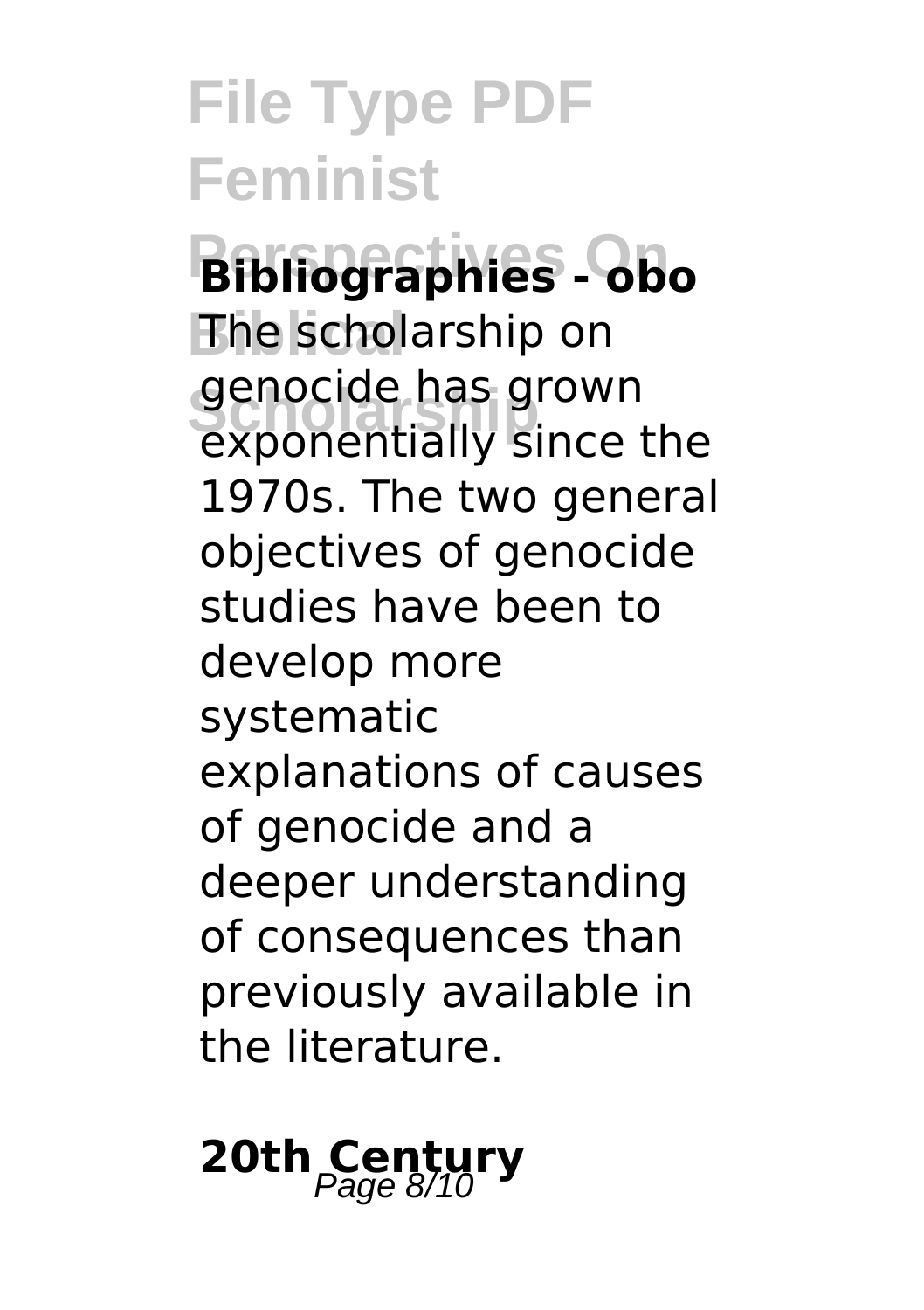**Bibliographies - obo**

The scholarship on genocide has grown exponentially since the 1970s. The two general objectives of genocide studies have been to develop more systematic explanations of causes of genocide and a deeper understanding of consequences than previously available in the literature.

**20th Century**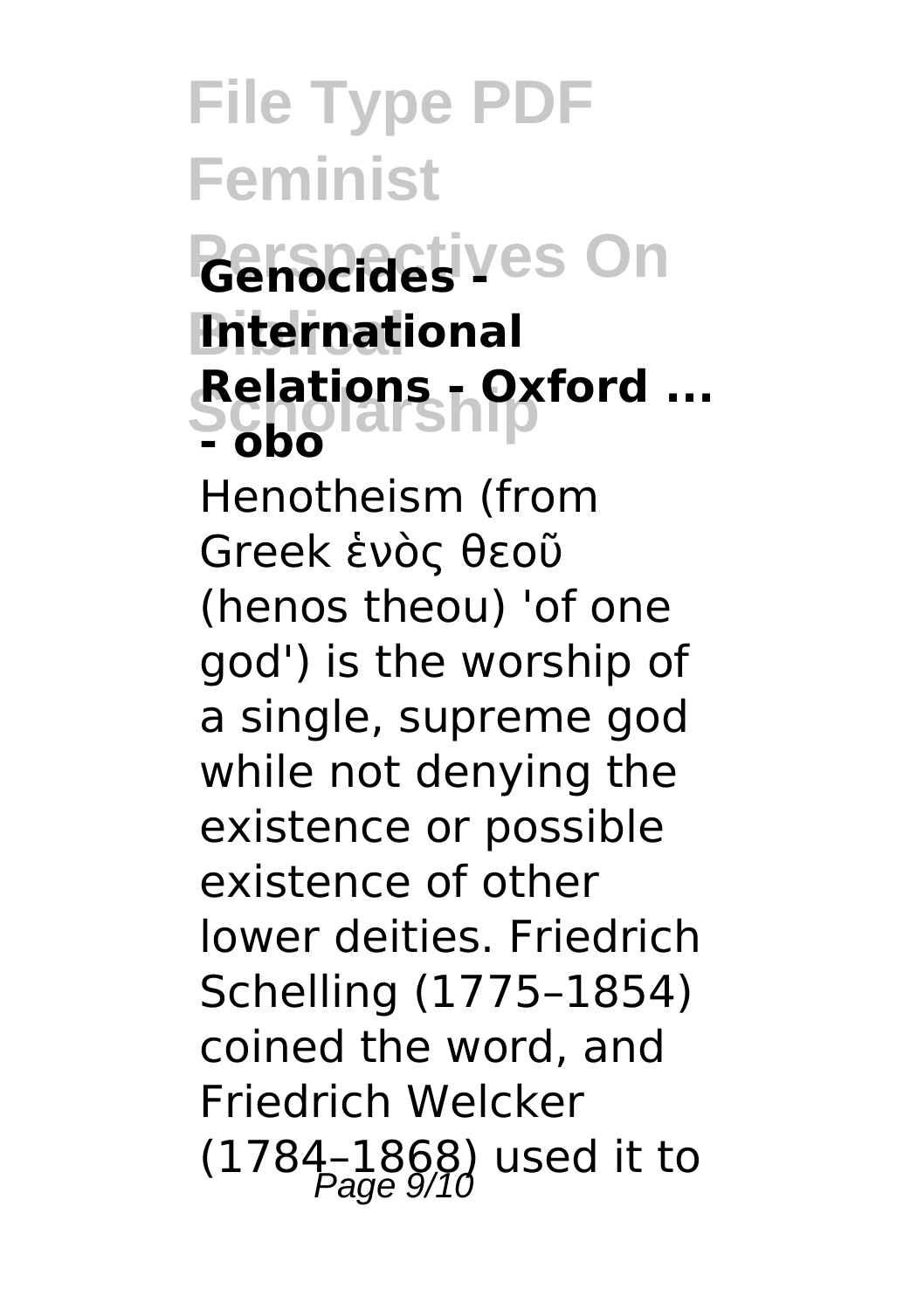### Genocides - International Relations - Oxford ... - obo

Henotheism (from Greek ἑνὸς θεοῦ (henos theou) 'of one god') is the worship of a single, supreme god while not denying the existence or possible existence of other lower deities. Friedrich Schelling (1775–1854) coined the word, and Friedrich Welcker (1784–1868) used it to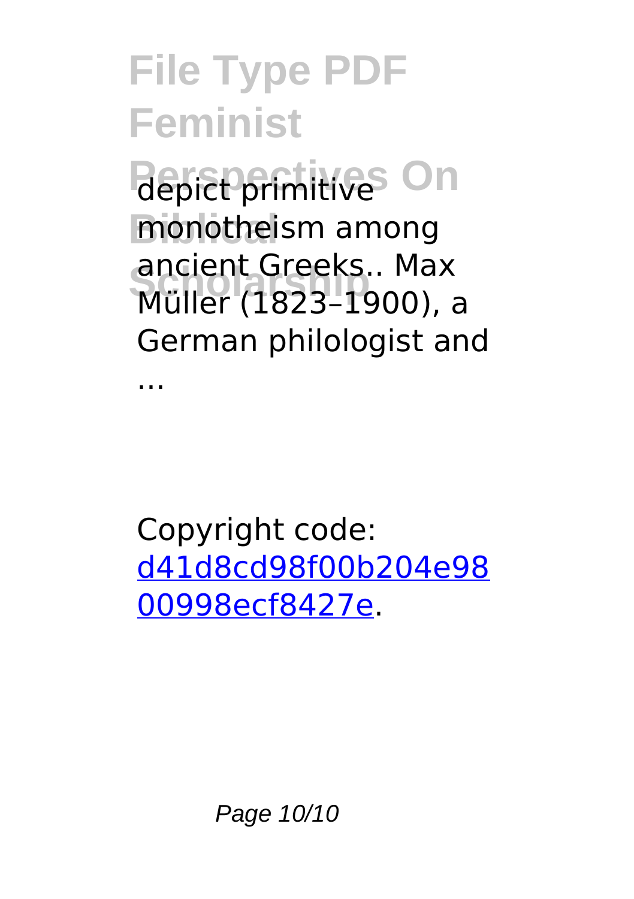depict primitive monotheism among ancient Greeks.. Max Müller (1823–1900), a German philologist and ...

Copyright code: [d41d8cd98f00b204e9800998ecf8427e](d41d8cd98f00b204e9800998ecf8427e).